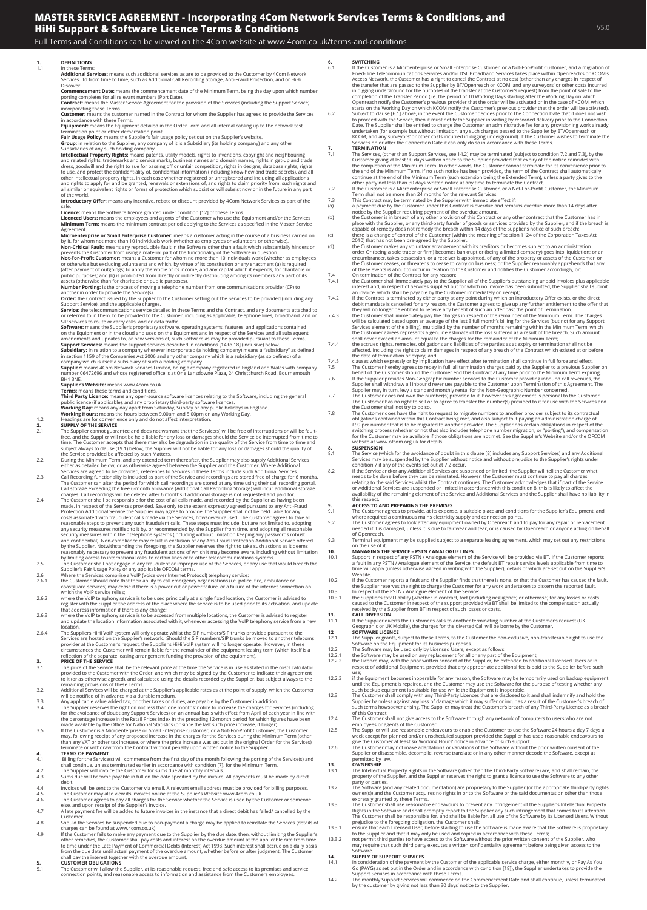# MASTER SERVICE AGREEMENT - Incorporating 4Com Network Services Terms & Conditions, and HiHi Support & Software Licence Terms & Conditions

V5.0

Full Terms and Conditions can be viewed on the 4Com website at www.4com.co.uk/terms-and-conditions

**1. DEFINITIONS**

1.1 In these Terms:

**Additional Services:** means such additional services as are to be provided to the Customer by 4Com Network Services Ltd from time to time, such as Additional Call Recording Storage, Anti-Fraud Protection, and or HiHi Discover.

**Commencement Date:** means the commencement date of the Minimum Term, being the day upon which number porting completes for all relevant numbers (Port Date).

**Contract:** means the Master Service Agreement for the provision of the Services (including the Support Service) incorporating these Terms.

**Customer:** means the customer named in the Contract for whom the Supplier has agreed to provide the Services in accordance with these Terms.

**Equipment:** means the Equipment detailed in the Order Form and all internal cabling up to the network test termination point or other demarcation point.

**Fair Usage Policy:** means the Supplier's fair usage policy set out on the Supplier's website.

**Group:** in relation to the Supplier, any company of it is a Subsidiary (its holding company) and any other Subsidiaries of any such holding company.

**Intellectual Property Rights:** means patents, utility models, rights to inventions, copyright and neighbouring and related rights, trademarks and service marks, business names and domain names, rights in get-up and trade dress, goodwill and the right to sue for passing off or unfair competition, rights in designs, database rights, rights to use, and protect the confidentiality of, confidential information (including know-how and trade secrets), and all other intellectual property rights, in each case whether registered or unregistered and including all applications and rights to apply for and be granted, renewals or extensions of, and rights to claim priority from, such rights and all similar or equivalent rights or forms of protection which subsist or will subsist now or in the future in any part of the world.

**Introductory Offer:** means any incentive, rebate or discount provided by 4Com Network Services as part of the sale.

**Licence:** means the Software licence granted under condition [12] of these Terms.

**Licenced Users:** means the employees and agents of the Customer who use the Equipment and/or the Services

**Minimum Term:** means the minimum contract period applying to the Services as specified in the Master Service Agreement.

**Microenterprise or Small Enterprise Customer:** means a customer acting in the course of a business carried on by it, for whom not more than 10 individuals work (whether as employees or volunteers or otherwise).

**Non-Critical Fault:** means any reproducible fault in the Software other than a fault which substantially hinders or prevents the Customer from using a material part of the functionality of the Software in question.

**Not-For-Profit Customer:** means a Customer for whom no more than 10 individuals work (whether as employees or otherwise but excluding volunteers) and which, by virtue of its constitution or any enactment (a) is required (after payment of outgoings) to apply the whole of its income, and any capital which it expends, for charitable or public purposes; and (b) is prohibited from directly or indirectly distributing among its members any part of its assets (otherwise than for charitable or public purposes).

**Number Porting:** is the process of moving a telephone number from one communications provider (CP) to another in order to provide the Service(s).

**Order:** the Contract issued by the Supplier to the Customer setting out the Services to be provided (including any Support Service), and the applicable charges.

**Service:** the telecommunications service detailed in these Terms and the Contract, and any documents attached to or referred to in them, to be provided to the Customer, including as applicable, telephone lines, broadband, and or SIP services to route or carry calls, and or data traffic.

**Software:** means the Supplier's proprietary software, operating systems, features, and applications contained on the Equipment or in the cloud and used on the Equipment and in respect of the Services and all subsequent amendments and updates to, or new versions of, such Software as may be provided pursuant to these Terms.

**Support Services:** means the support services described in conditions [14 to 18] (inclusive) below.

**Subsidiary:** in relation to a company wherever incorporated (a holding company) means a "subsidiary" as defined in section 1159 of the Companies Act 2006 and any other company which is a subsidiary (as so defined) of a company which is itself a subsidiary of such a holding company.

**Supplier:** means 4Com Network Services Limited, being a company registered in England and Wales with company number 06472696 and whose registered office is at One Lansdowne Plaza, 24 Christchurch Road, Bournemouth BH1 3NE.

**Supplier's Website:** means www.4com.co.uk

**Terms:** means these terms and conditions.

**Third Party Licence:** means any open-source software licences relating to the Software, including the general public licence (if applicable), and any proprietary third-party software licences.

**Working Day:** means any day apart from Saturday, Sunday or any public holidays in England.

**Working Hours:** means the hours between 9.00am and 5.00pm on any Working Day.

1.2 Headings are for convenience only and do not affect interpretation.

**2. SUPPLY OF THE SERVICE**

2.1 The Supplier cannot guarantee and does not warrant that the Service(s) will be free of interruptions or will be fault-free, and the Supplier will not be held liable for any loss or damages should the Service be interrupted from time to time. The Customer accepts that there may also be degradation in the quality of the Service from time to time and subject always to clause (19.1) below, the Supplier will not be liable for any loss or damages should the quality of the Service be affected by such Matters.

2.2 During the Minimum Term, and any extended term thereafter, the Supplier may also supply Additional Services either as detailed below, or as otherwise agreed between the Supplier and the Customer. Where Additional Services are agreed to be provided, references to Services in these Terms include such Additional Services.

2.3 Call Recording functionality is included as part of the Service and recordings are stored free of charge for 6 months. The Customer can alter the period for which call recordings are stored at any time using their call recording portal. Call storage exceeding the free 6-month allowance (Additional Call Recording Storage) will incur additional storage charges. Call recordings will be deleted after 6 months if additional storage is not requested and paid for.

2.4 The Customer shall be responsible for the cost of all calls made, and recorded by the Supplier as having been made, in respect of the Services provided. Save only to the extent expressly agreed pursuant to any Anti-Fraud Protection Additional Service the Supplier may agree to provide, the Supplier shall not be held liable for any costs associated with fraudulent calls made via the Services, howsoever caused. The Customer agrees to take all reasonable steps to prevent any such fraudulent calls. These steps must include, but are not limited to, adopting any security measures notified to it by, or recommended by, the Supplier from time, and adopting all reasonable security measures within their telephone systems (including without limitation keeping any passwords robust and confidential). Non-compliance may result in exclusion of any Anti-Fraud Protection Additional Service offered by the Supplier. Notwithstanding the foregoing, the Supplier reserves the right to take such actions as it deems reasonably necessary to prevent any fraudulent actions of which it may become aware, including without limitation by limiting access to international calls, to certain lines or to other telecommunications systems.

2.5 The Customer shall not engage in any fraudulent or improper use of the Services, or any use that would breach the Supplier's Fair Usage Policy or any applicable OFCOM terms.

2.6 Where the Services comprise a VoIP (Voice over Internet Protocol) telephony service:

2.6.1 the Customer should note that their ability to call emergency organisations (i.e. police, fire, ambulance or coastguard services) may cease if there is a power cut or power failure, or a failure of the internet connection on which the VoIP service relies;

2.6.2 where the VoIP telephony service is to be used principally at a single fixed location, the Customer is advised to register with the Supplier the address of the place where the service is to be used prior to its activation, and update that address information if there is any change;

2.6.3 where the VoIP telephony service is to be accessed from multiple locations, the Customer is advised to register and update the location information associated with it, whenever accessing the VoIP telephony service from a new location.

2.6.4 The Suppliers HiHi VoIP system will only operate whilst the SIP numbers/SIP trunks provided pursuant to the Services are hosted on the Supplier's network. Should the SIP numbers/SIP trunks be moved to another telecoms provider at the Customer's request, the Supplier's HiHi VoIP system will no longer operate. However, in these circumstances the Customer will remain liable for the remainder of the equipment leasing term (which itself is a reflection of the separate leasing arrangement funding the provision of the equipment).

**3. PRICE OF THE SERVICE**

3.1 The price of the Service shall be the relevant price at the time the Service is in use as stated in the costs calculator provided to the Customer with the Order, and which may be signed by the Customer to indicate their agreement to it (or as otherwise agreed), and calculated using the details recorded by the Supplier, but subject always to the remaining provisions of these Terms.

3.2 Additional Services will be charged at the Supplier's applicable rates as at the point of supply, which the Customer will be notified of in advance via a durable medium.

3.3 Any applicable value added tax, or other taxes or duties, are payable by the Customer in addition.

3.4 The Supplier reserves the right on not less than one months' notice to increase the charges for Services (including for the avoidance of doubt any Support Services) on an annual basis with effect from April of each year in line with the percentage increase in the Retail Prices Index in the preceding 12-month period for which figures have been made available by the Office for National Statistics (or since the last such price increase, if longer).

3.5 If the Customer is a Microenterprise or Small Enterprise Customer, or a Not-For-Profit Customer, the Customer may, following receipt of any proposed increase in the charges for the Services during the Minimum Term (other than any VAT or other tax increase, or where the price increase was set out in the original Order for the Services) terminate or withdraw from the Contract without penalty upon written notice to the Supplier.

**4. TERMS OF PAYMENT**

4.1 Billing for the Service(s) will commence from the first day of the month following the porting of the Service(s) and shall continue, unless terminated earlier in accordance with condition [7], for the Minimum Term.

4.2 The Supplier will invoice the Customer for sums due at monthly intervals.

4.3 Sums due will become payable in full on the date specified by the invoice. All payments must be made by direct debit.

4.4 Invoices will be sent to the Customer via email. A relevant email address must be provided for billing purposes.

4.5 The Customer may also view its invoices online at the Supplier's Website www.4com.co.uk

4.6 The Customer agrees to pay all charges for the Service whether the Service is used by the Customer or someone else, and upon receipt of the Supplier's invoice.

4.7 A late payment fee will be added to future invoices in the instance that a direct debit has failed/ cancelled by the Customer.

4.8 Should the Services be suspended due to non-payment a charge may be applied to reinstate the Services (details of charges can be found at www.4com.co.uk)

4.9 If the Customer fails to make any payment due to the Supplier by the due date, then, without limiting the Supplier's other remedies, the Customer shall pay costs and interest on the overdue amount at the applicable rate from time to time under the Late Payment of Commercial Debts (Interest) Act 1998. Such interest shall accrue on a daily basis from the due date until actual payment of the overdue amount, whether before or after judgment. The Customer shall pay the interest together with the overdue amount.

**5. CUSTOMER OBLIGATIONS**

5.1 The Customer will allow the Supplier, at its reasonable request, free and safe access to its premises and service connection points, and reasonable access to information and assistance from the Customers employees.

**6. SWITCHING**

6.1 If the Customer is a Microenterprise or Small Enterprise Customer, or a Not-For-Profit Customer, and a migration of Fixed- line Telecommunications Services and/or DSL Broadband Services takes place within Openreach's or KCOM's Access Network, the Customer has a right to cancel the Contract at no cost (other than any charges in respect of the transfer that are passed to the Supplier by BT/Openreach or KCOM, and any surveyors' or other costs incurred in digging underground for the purposes of the transfer at the Customer's request) from the point of sale to the completion of the Transfer Period (i.e. the period of 10 Working Days starting after the Working Day on which Openreach notify the Customer's previous provider that the order will be activated or in the case of KCOM, which starts on the Working Day on which KCOM notify the Customer's previous provider that the order will be activated).

6.2 Subject to clause [6.1] above, in the event the Customer decides prior to the Connection Date that it does not wish to proceed with the Service, then it must notify the Supplier in writing by recorded delivery prior to the Connection Date. The Supplier shall be entitled to charge the Customer an administrative fee for any provisioning work already undertaken (for example but without limitation, any such charges passed to the Supplier by BT/Openreach or KCOM, and any surveyors' or other costs incurred in digging underground). If the Customer wishes to terminate the Services on or after the Connection Date it can only do so in accordance with these Terms.

**7. TERMINATION**

7.1 The Services, (other than Support Services, see 14.2) may be terminated (subject to condition 7.2 and 7.3), by the Customer giving at least 90 days written notice to the Supplier provided that expiry of the notice coincides with the completion of the Minimum Term. In other words, the Customer cannot terminate for its convenience prior to the end of the Minimum Term. If no such notice has been provided, the term of the Contract shall automatically continue at the end of the Minimum Term (such extension being the Extended Term), unless a party gives to the other party not less than 30 days' written notice at any time to terminate the Contract.

7.2 If the Customer is a Microenterprise or Small Enterprise Customer, or a Not-For-Profit Customer, the Minimum Term shall not be more than 24 months for the relevant Services.

7.3 This Contract may be terminated by the Supplier with immediate effect if:

(a) a payment due by the Customer under this Contract is overdue and remains overdue more than 14 days after notice by the Supplier requiring payment of the overdue amount.

(b) the Customer is in breach of any other provision of this Contract or any other contract that the Customer has in place with the Supplier, or any third-party funder of goods or services provided by the Supplier, and if the breach is capable of remedy does not remedy the breach within 14 days of the Supplier's notice of such breach;

(c) there is a change of control of the Customer (within the meaning of section 1124 of the Corporation Taxes Act 2010) that has not been pre-agreed by the Supplier.

(d) the Customer makes any voluntary arrangement with its creditors or becomes subject to an administration order Or (being a sole trader or firm) becomes bankrupt or (being a limited company) goes into liquidation; or an encumbrancer, takes possession, or a receiver is appointed, of any of the property or assets of the Customer, or the Customer ceases, or threatens to cease to carry on business; or the Supplier reasonably apprehends that any of these events is about to occur in relation to the Customer and notifies the Customer accordingly, or;

7.4 On termination of the Contract for any reason:

7.4.1 the Customer shall immediately pay to the Supplier all of the Supplier's outstanding unpaid invoices plus applicable interest and, in respect of Services supplied but for which no invoice has been submitted, the Supplier shall submit an invoice, which shall be payable by the Customer immediately on receipt;

7.4.2 If the Contract is terminated by either party at any point during which an Introductory Offer exists, or the direct debit mandate is cancelled for any reason, the Customer agrees to give up any further entitlement to the offer that they will no longer be entitled to receive any benefit of such an offer past the point of Termination.

7.4.3 the Customer shall immediately pay the charges in respect of the remainder of the Minimum Term. The charges will be calculated based upon an average of the last 3 full month's billing for the Services (but not for any Support Services element of the billing), multiplied by the number of months remaining within the Minimum Term, which the Customer agrees represents a genuine estimate of the loss suffered as a result of the breach. Such amount shall never exceed an amount equal to the charges for the remainder of the Minimum Term;

7.4.4 the accrued rights, remedies, obligations and liabilities of the parties as at expiry or termination shall not be affected, including the right to claim damages in respect of any breach of the Contract which existed at or before the date of termination or expiry; and

7.4.5 clauses which expressly or by implication have effect after termination shall continue in full force and effect.

7.5 The Customer hereby agrees to repay in full, all termination charges paid by the Supplier to a previous Supplier on behalf of the Customer should the Customer end this Contract at any time prior to the Minimum Term expiring.

7.6 If the Supplier provides Non-Geographic number services to the Customer providing inbound call revenues, the Supplier shall withdraw all inbound revenues payable to the Customer upon Termination of this Agreement. The Supplier may in turn, levy a standard monthly rental for the Non-Geographic Number concerned.

7.7 The Customer does not own the number(s) provided to it, however this agreement is personal to the Customer. The Customer has no right to sell or to agree to transfer the number(s) provided to it for use with the Services and the Customer shall not try to do so.

7.8 The Customer does have the right to request to migrate numbers to another provider subject to its contractual obligations contained within this Contract being met, and also subject to it paying an administration charge of £99 per number that is to be migrated to another provider. The Supplier has certain obligations in respect of the switching process (whether or not that also includes telephone number migration, or "porting"), and compensation for the Customer may be available if those obligations are not met. See the Supplier's Website and/or the OFCOM website at www.ofcom.org.uk for details.

**8. SUSPENSION**

8.1 The Service (which for the avoidance of doubt in this clause [8] includes any Support Services) and any Additional Services may be suspended by the Supplier without notice and without prejudice to the Supplier's rights under condition 7 if any of the events set out at 7.2 occur.

8.2 If the Service and/or any Additional Services are suspended or limited, the Supplier will tell the Customer what needs to be done before they can be reinstated. However, the Customer must continue to pay all charges relating to the said Services whilst the Contract continues. The Customer acknowledges that if part of the Service or Additional Services are suspended or limited in accordance with this condition 8, this is likely to affect the availability of the remaining element of the Service and Additional Services and the Supplier shall have no liability in this respect.

**9. ACCESS TO AND PREPARING THE PREMISES**

9.1 The Customer agrees to provide, at its expense, a suitable place and conditions for the Supplier's Equipment, and where required a continuous mains electricity supply and connection points.

9.2 The Customer agrees to look after any equipment owned by Openreach and to pay for any repair or replacement needed if it is damaged, unless it is due to fair wear and tear, or is caused by Openreach or anyone acting on behalf of Openreach.

9.3 Terminal equipment may be supplied subject to a separate leasing agreement, which may set out any restrictions on the use of it.

**10. MANAGING THE SERVICE – PSTN / ANALOGUE LINES**

10.1 Support in respect of any PSTN / Analogue element of the Service will be provided via BT. If the Customer reports a fault in any PSTN / Analogue element of the Service, the default BT repair service levels applicable from time to time will apply (unless otherwise agreed in writing with the Supplier), details of which are set out on the Supplier's Website.

10.2 If the Customer reports a fault and the Supplier finds that there is none, or that the Customer has caused the fault, the Supplier reserves the right to charge the Customer for any work undertaken to discern the reported fault.

10.3 In respect of the PSTN / Analogue element of the Service:

10.3.1 the Supplier's total liability (whether in contract, tort (including negligence) or otherwise) for any losses or costs caused to the Customer in respect of the support provided via BT shall be limited to the compensation actually received by the Supplier from BT in respect of such losses or costs.

**11. CALL DIVERSION**

11.1 If the Supplier diverts the Customer's calls to another terminating number at the Customer's request (UK Geographic or UK Mobile), the charges for the diverted Call will be borne by the Customer.

**12 SOFTWARE LICENCE**

12.1 The Supplier grants, subject to these Terms, to the Customer the non-exclusive, non-transferable right to use the Software on the Equipment for its business purposes.

12.2 The Software may be used by Licensed Users, except as follows:

12.2.1 the Software may be used on any replacement for all or any part of the Equipment;

12.2.2 the Licence may, with the prior written consent of the Supplier, be extended to additional Licensed Users or in respect of additional Equipment, provided that any appropriate additional fee is paid to the Supplier before such use;

12.2.3 if the Equipment becomes inoperable for any reason, the Software may be temporarily used on backup equipment until the Equipment is repaired, and the Customer may use the Software for the purpose of testing whether any such backup equipment is suitable for use while the Equipment is inoperable.

12.3 The Customer shall comply with any Third-Party Licences that are disclosed to it and shall indemnify and hold the Supplier harmless against any loss of damage which it may suffer or incur as a result of the Customer's breach of such terms howsoever arising. The Supplier may treat the Customer's breach of any Third-Party Licence as a breach of this Contract.

12.4 The Customer shall not give access to the Software through any network of computers to users who are not employees or agents of the Customer.

12.5 The Supplier will use reasonable endeavours to enable the Customer to use the Software 24 hours a day 7 days a week except for planned and/or unscheduled support provided the Supplier has used reasonable endeavours to give the Customer at least six Working Hours' notice in advance of such support.

12.6 The Customer may not make adaptations or variations of the Software without the prior written consent of the Supplier or disassemble, decompile, reverse translate or in any other manner decode the Software, except as permitted by law.

**13. OWNERSHIP**

13.1 The Intellectual Property Rights in the Software (other than the Third-Party Software) are, and shall remain, the property of the Supplier, and the Supplier reserves the right to grant a licence to use the Software to any other party or parties.

13.2 The Software (and any related documentation) are proprietary to the Supplier (or the appropriate third-party rights owner(s)) and the Customer acquires no rights in or to the Software or the said documentation other than those expressly granted by these Terms.

13.3 The Customer shall use reasonable endeavours to prevent any infringement of the Supplier's Intellectual Property Rights in the Software and shall promptly report to the Supplier any such infringement that comes to its attention. The Customer shall be responsible for, and shall be liable for, all use of the Software by its Licensed Users. Without prejudice to the foregoing obligation, the Customer shall:

13.3.1 ensure that each Licensed User, before starting to use the Software is made aware that the Software is proprietary to the Supplier and that it may only be used and copied in accordance with these Terms;

13.3.2 not permit third parties to have access to the Software without the prior written consent of the Supplier, who may require that such third party executes a written confidentiality agreement before being given access to the Software.

**14. SUPPLY OF SUPPORT SERVICES**

14.1 In consideration of the payment by the Customer of the applicable service charge, either monthly, or Pay As You Go (PAYG) as set out in the Order and in accordance with condition [18]), the Supplier undertakes to provide the Support Services in accordance with these Terms.

14.2 The monthly Support Services will commence on the Commencement Date and shall continue, unless terminated by the customer by giving not less than 30 days' notice to the Supplier.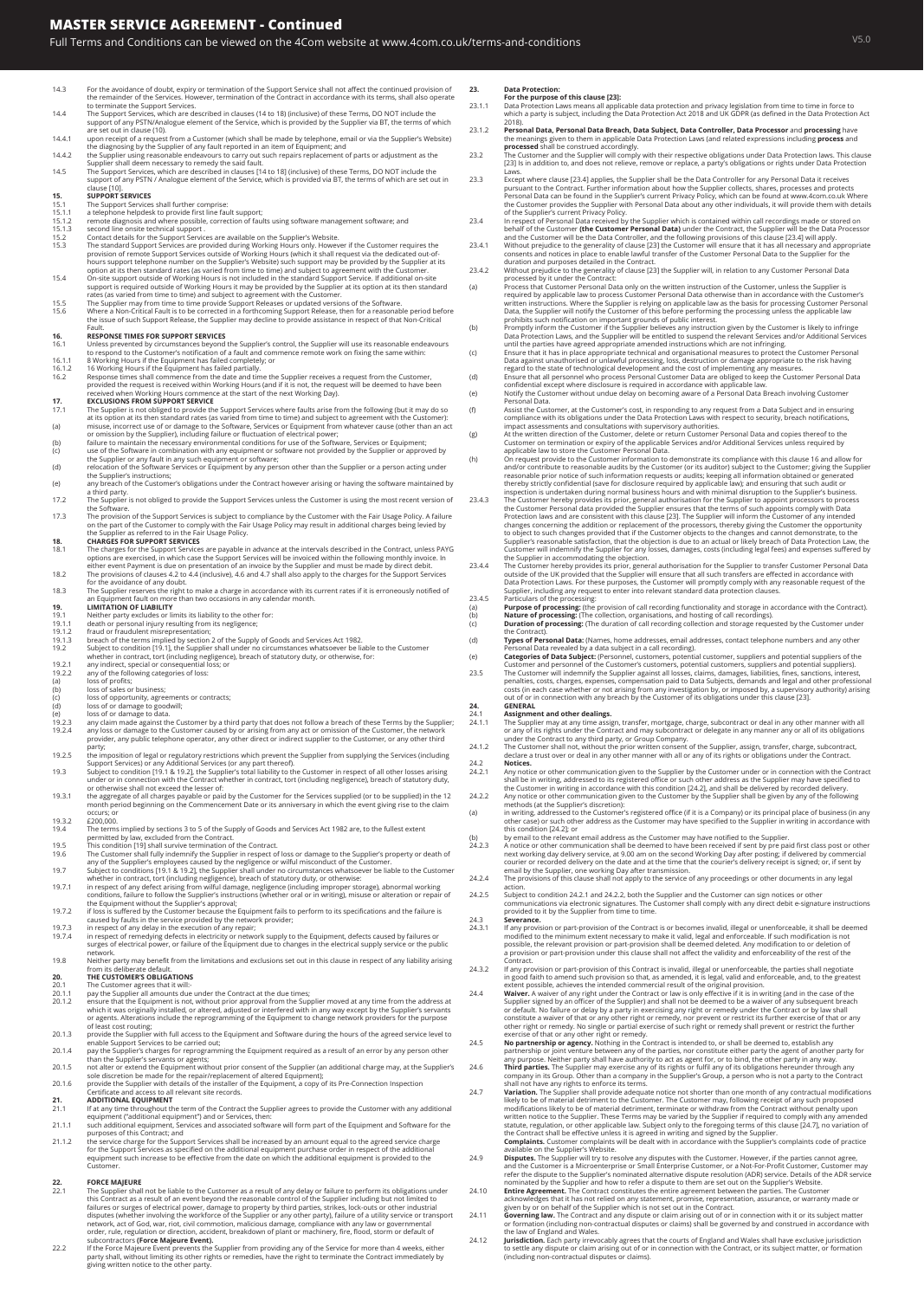# MASTER SERVICE AGREEMENT - Continued

Full Terms and Conditions can be viewed on the 4Com website at www.4com.co.uk/terms-and-conditions

14.3 For the avoidance of doubt, expiry or termination of the Support Service shall not affect the continued provision of the remainder of the Services. However, termination of the Contract in accordance with its terms, shall also operate to terminate the Support Services.

14.4 The Support Services, which are described in clauses (14 to 18) (inclusive) of these Terms, DO NOT include the support of any PSTN/Analogue element of the Service, which is provided by the Supplier via BT, the terms of which are set out in clause (10).

14.4.1 upon receipt of a request from a Customer (which shall be made by telephone, email or via the Supplier's Website) the diagnosing by the Supplier of any fault reported in an item of Equipment; and

14.4.2 the Supplier using reasonable endeavours to carry out such repairs replacement of parts or adjustment as the Supplier shall deem necessary to remedy the said fault.

14.5 The Support Services, which are described in clauses [14 to 18] (inclusive) of these Terms, DO NOT include the support of any PSTN / Analogue element of the Service, which is provided via BT, the terms of which are set out in clause [10].

## 15. SUPPORT SERVICES

15.1 The Support Services shall further comprise:

15.1.1 a telephone helpdesk to provide first line fault support;

15.1.2 remote diagnosis and where possible, correction of faults using software management software; and

15.1.3 second line onsite technical support .

15.2 Contact details for the Support Services are available on the Supplier's Website.

15.3 The standard Support Services are provided during Working Hours only. However if the Customer requires the provision of remote Support Services outside of Working Hours (which it shall request via the dedicated out-of-hours support telephone number on the Supplier's Website) such support may be provided by the Supplier at its option at its then standard rates (as varied from time to time) and subject to agreement with the Customer.

15.4 On-site support outside of Working Hours is not included in the standard Support Service. If additional on-site support is required outside of Working Hours it may be provided by the Supplier at its option at its then standard rates (as varied from time to time) and subject to agreement with the Customer.

15.5 The Supplier may from time to time provide Support Releases or updated versions of the Software.

15.6 Where a Non-Critical Fault is to be corrected in a forthcoming Support Release, then for a reasonable period before the issue of such Support Release, the Supplier may decline to provide assistance in respect of that Non-Critical Fault.

## 16. RESPONSE TIMES FOR SUPPORT SERVICES

16.1 Unless prevented by circumstances beyond the Supplier's control, the Supplier will use its reasonable endeavours to respond to the Customer's notification of a fault and commence remote work on fixing the same within:

16.1.1 8 Working Hours if the Equipment has failed completely; or

16.1.2 16 Working Hours if the Equipment has failed partially.

16.2 Response times shall commence from the date and time the Supplier receives a request from the Customer, provided the request is received within Working Hours (and if it is not, the request will be deemed to have been received when Working Hours commence at the start of the next Working Day).

## 17. EXCLUSIONS FROM SUPPORT SERVICE

17.1 The Supplier is not obliged to provide the Support Services where faults arise from the following (but it may do so at its option at its then standard rates (as varied from time to time) and subject to agreement with the Customer):

(a) misuse, incorrect use of or damage to the Software, Services or Equipment from whatever cause (other than an act or omission by the Supplier), including failure or fluctuation of electrical power;

(b) failure to maintain the necessary environmental conditions for use of the Software, Services or Equipment;

(c) use of the Software in combination with any equipment or software not provided by the Supplier or approved by the Supplier or any fault in any such equipment or software;

(d) relocation of the Software Services or Equipment by any person other than the Supplier or a person acting under the Supplier's instructions;

(e) any breach of the Customer's obligations under the Contract however arising or having the software maintained by a third party.

17.2 The Supplier is not obliged to provide the Support Services unless the Customer is using the most recent version of the Software.

17.3 The provision of the Support Services is subject to compliance by the Customer with the Fair Usage Policy. A failure on the part of the Customer to comply with the Fair Usage Policy may result in additional charges being levied by the Supplier as referred to in the Fair Usage Policy.

## 18. CHARGES FOR SUPPORT SERVICES

18.1 The charges for the Support Services are payable in advance at the intervals described in the Contract, unless PAYG options are exercised, in which case the Support Services will be invoiced within the following monthly invoice. In either event Payment is due on presentation of an invoice by the Supplier and must be made by direct debit.

18.2 The provisions of clauses 4.2 to 4.4 (inclusive), 4.6 and 4.7 shall also apply to the charges for the Support Services for the avoidance of any doubt.

18.3 The Supplier reserves the right to make a charge in accordance with its current rates if it is erroneously notified of an Equipment fault on more than two occasions in any calendar month.

## 19. LIMITATION OF LIABILITY

19.1 Neither party excludes or limits its liability to the other for:

19.1.1 death or personal injury resulting from its negligence;

19.1.2 fraud or fraudulent misrepresentation;

19.1.3 breach of the terms implied by section 2 of the Supply of Goods and Services Act 1982.

19.2 Subject to condition [19.1], the Supplier shall under no circumstances whatsoever be liable to the Customer whether in contract, tort (including negligence), breach of statutory duty, or otherwise, for:

19.2.1 any indirect, special or consequential loss; or

19.2.2 any of the following categories of loss:

(a) loss of profits;

(b) loss of sales or business;

(c) loss of opportunity, agreements or contracts;

(d) loss of or damage to goodwill;

(e) loss of or damage to data.

19.2.3 any claim made against the Customer by a third party that does not follow a breach of these Terms by the Supplier;

19.2.4 any loss or damage to the Customer caused by or arising from any act or omission of the Customer, the network provider, any public telephone operator, any other direct or indirect supplier to the Customer, or any other third party;

19.2.5 the imposition of legal or regulatory restrictions which prevent the Supplier from supplying the Services (including Support Services) or any Additional Services (or any part thereof).

19.3 Subject to condition [19.1 & 19.2], the Supplier's total liability to the Customer in respect of all other losses arising under or in connection with the Contract whether in contract, tort (including negligence), breach of statutory duty, or otherwise shall not exceed the lesser of:

19.3.1 the aggregate of all charges payable or paid by the Customer for the Services supplied (or to be supplied) in the 12 month period beginning on the Commencement Date or its anniversary in which the event giving rise to the claim occurs; or

19.3.2 £200,000.

19.4 The terms implied by sections 3 to 5 of the Supply of Goods and Services Act 1982 are, to the fullest extent permitted by law, excluded from the Contract.

19.5 This condition [19] shall survive termination of the Contract.

19.6 The Customer shall fully indemnify the Supplier in respect of loss or damage to the Supplier's property or death of any of the Supplier's employees caused by the negligence or wilful misconduct of the Customer.

19.7 Subject to conditions [19.1 & 19.2], the Supplier shall under no circumstances whatsoever be liable to the Customer whether in contract, tort (including negligence), breach of statutory duty, or otherwise:

19.7.1 in respect of any defect arising from wilful damage, negligence (including improper storage), abnormal working conditions, failure to follow the Supplier's instructions (whether oral or in writing), misuse or alteration or repair of the Equipment without the Supplier's approval;

19.7.2 if loss is suffered by the Customer because the Equipment fails to perform to its specifications and the failure is caused by faults in the service provided by the network provider;

19.7.3 in respect of any delay in the execution of any repair;

19.7.4 in respect of remedying defects in electricity or network supply to the Equipment, defects caused by failures or surges of electrical power, or failure of the Equipment due to changes in the electrical supply service or the public network.

19.8 Neither party may benefit from the limitations and exclusions set out in this clause in respect of any liability arising from its deliberate default.

## 20. THE CUSTOMER'S OBLIGATIONS

20.1 The Customer agrees that it will:-

20.1.1 pay the Supplier all amounts due under the Contract at the due times;

20.1.2 ensure that the Equipment is not, without prior approval from the Supplier moved at any time from the address at which it was originally installed, or altered, adjusted or interfered with in any way except by the Supplier's servants or agents. Alterations include the reprogramming of the Equipment to change network providers for the purpose of least cost routing;

20.1.3 provide the Supplier with full access to the Equipment and Software during the hours of the agreed service level to enable Support Services to be carried out;

20.1.4 pay the Supplier's charges for reprogramming the Equipment required as a result of an error by any person other than the Supplier's servants or agents;

20.1.5 not alter or extend the Equipment without prior consent of the Supplier (an additional charge may, at the Supplier's sole discretion be made for the repair/replacement of altered Equipment);

20.1.6 provide the Supplier with details of the installer of the Equipment, a copy of its Pre-Connection Inspection Certificate and access to all relevant site records.

## 21. ADDITIONAL EQUIPMENT

21.1 If at any time throughout the term of the Contract the Supplier agrees to provide the Customer with any additional equipment ("additional equipment") and or Services, then:

21.1.1 such additional equipment, Services and associated software will form part of the Equipment and Software for the purposes of this Contract; and

21.1.2 the service charge for the Support Services shall be increased by an amount equal to the agreed service charge for the Support Services as specified on the additional equipment purchase order in respect of the additional equipment such increase to be effective from the date on which the additional equipment is provided to the Customer.

## 22. FORCE MAJEURE

22.1 The Supplier shall not be liable to the Customer as a result of any delay or failure to perform its obligations under this Contract as a result of an event beyond the reasonable control of the Supplier including but not limited to failures or surges of electrical power, damage to property by third parties, strikes, lock-outs or other industrial disputes (whether involving the workforce of the Supplier or any other party), failure of a utility service or transport network, act of God, war, riot, civil commotion, malicious damage, compliance with any law or governmental order, rule, regulation or direction, accident, breakdown of plant or machinery, fire, flood, storm or default of subcontractors **(Force Majeure Event).**

22.2 If the Force Majeure Event prevents the Supplier from providing any of the Service for more than 4 weeks, either party shall, without limiting its other rights or remedies, have the right to terminate the Contract immediately by giving written notice to the other party.

## 23. Data Protection:

**For the purpose of this clause [23]:**

23.1.1 Data Protection Laws means all applicable data protection and privacy legislation from time to time in force to which a party is subject, including the Data Protection Act 2018 and UK GDPR (as defined in the Data Protection Act 2018).

23.1.2 **Personal Data, Personal Data Breach, Data Subject, Data Controller, Data Processor** and **processing** have the meanings given to them in applicable Data Protection Laws (and related expressions including **process** and **processed** shall be construed accordingly.

23.2 The Customer and the Supplier will comply with their respective obligations under Data Protection Laws. This clause [23] is in addition to, and does not relieve, remove or replace, a party's obligations or rights under Data Protection Laws.

23.3 Except where clause [23.4] applies, the Supplier shall be the Data Controller for any Personal Data it receives pursuant to the Contract. Further information about how the Supplier collects, shares, processes and protects Personal Data can be found in the Supplier's current Privacy Policy, which can be found at www.4com.co.uk Where the Customer provides the Supplier with Personal Data about any other individuals, it will provide them with details of the Supplier's current Privacy Policy.

23.4 In respect of Personal Data received by the Supplier which is contained within call recordings made or stored on behalf of the Customer **(the Customer Personal Data)** under the Contract, the Supplier will be the Data Processor and the Customer will be the Data Controller, and the following provisions of this clause [23.4] will apply.

23.4.1 Without prejudice to the generality of clause [23] the Customer will ensure that it has all necessary and appropriate consents and notices in place to enable lawful transfer of the Customer Personal Data to the Supplier for the duration and purposes detailed in the Contract.

23.4.2 Without prejudice to the generality of clause [23] the Supplier will, in relation to any Customer Personal Data processed by it under the Contract:

(a) Process that Customer Personal Data only on the written instruction of the Customer, unless the Supplier is required by applicable law to process Customer Personal Data otherwise than in accordance with the Customer's written instructions. Where the Supplier is relying on applicable law as the basis for processing Customer Personal Data, the Supplier will notify the Customer of this before performing the processing unless the applicable law prohibits such notification on important grounds of public interest.

(b) Promptly inform the Customer if the Supplier believes any instruction given by the Customer is likely to infringe Data Protection Laws, and the Supplier will be entitled to suspend the relevant Services and/or Additional Services until the parties have agreed appropriate amended instructions which are not infringing.

(c) Ensure that it has in place appropriate technical and organisational measures to protect the Customer Personal Data against unauthorised or unlawful processing, loss, destruction or damage appropriate to the risk having regard to the state of technological development and the cost of implementing any measures.

(d) Ensure that all personnel who process Personal Customer Data are obliged to keep the Customer Personal Data confidential except where disclosure is required in accordance with applicable law.

(e) Notify the Customer without undue delay on becoming aware of a Personal Data Breach involving Customer Personal Data.

(f) Assist the Customer, at the Customer's cost, in responding to any request from a Data Subject and in ensuring compliance with its obligations under the Data Protection Laws with respect to security, breach notifications, impact assessments and consultations with supervisory authorities.

(g) At the written direction of the Customer, delete or return Customer Personal Data and copies thereof to the Customer on termination or expiry of the applicable Services and/or Additional Services unless required by applicable law to store the Customer Personal Data.

(h) On request provide to the Customer information to demonstrate its compliance with this clause 16 and allow for and/or contribute to reasonable audits by the Customer (or its auditor) subject to the Customer: giving the Supplier reasonable prior notice of such information requests or audits; keeping all information obtained or generated thereby strictly confidential (save for disclosure required by applicable law); and ensuring that such audit or inspection is undertaken during normal business hours and with minimal disruption to the Supplier's business.

23.4.3 The Customer hereby provides its prior, general authorisation for the Supplier to appoint processors to process the Customer Personal data provided the Supplier ensures that the terms of such appoints comply with Data Protection laws and are consistent with this clause [23]. The Supplier will inform the Customer of any intended changes concerning the addition or replacement of the processors, thereby giving the Customer the opportunity to object to such changes provided that if the Customer objects to the changes and cannot demonstrate, to the Supplier's reasonable satisfaction, that the objection is due to an actual or likely breach of Data Protection Law, the Customer will indemnify the Supplier for any losses, damages, costs (including legal fees) and expenses suffered by the Supplier in accommodating the objection.

23.4.4 The Customer hereby provides its prior, general authorisation for the Supplier to transfer Customer Personal Data outside of the UK provided that the Supplier will ensure that all such transfers are effected in accordance with Data Protection Laws. For these purposes, the Customer will promptly comply with any reasonable request of the Supplier, including any request to enter into relevant standard data protection clauses.

23.4.5 Particulars of the processing:

(a) **Purpose of processing:** (the provision of call recording functionality and storage in accordance with the Contract).

(b) **Nature of processing:** (The collection, organisations, and hosting of call recordings).

(c) **Duration of processing:** (The duration of call recording collection and storage requested by the Customer under the Contract).

(d) **Types of Personal Data:** (Names, home addresses, email addresses, contact telephone numbers and any other Personal Data revealed by a data subject in a call recording).

(e) **Categories of Data Subject:** (Personnel, customers, potential customers, suppliers and potential suppliers of the Customer and personnel of the Customer's customers, potential customers, suppliers and potential suppliers).

23.5 The Customer will indemnify the Supplier against all losses, claims, damages, liabilities, fines, sanctions, interest, penalties, costs, charges, expenses, compensation paid to Data Subjects, demands and legal and other professional costs (in each case whether or not arising from any investigation by, or imposed by, a supervisory authority) arising out of or in connection with any breach by the Customer of its obligations under this clause [23].

## 24. GENERAL

24.1 **Assignment and other dealings.**

24.1.1 The Supplier may at any time assign, transfer, mortgage, charge, subcontract or deal in any other manner with all or any of its rights under the Contract and may subcontract or delegate in any manner any or all of its obligations under the Contract to any third party or Group Company.

24.1.2 The Customer shall not, without the prior written consent of the Supplier, assign, transfer, charge, subcontract, declare a trust over or deal in any other manner with all or any of its rights or obligations under the Contract.

24.2 **Notices.**

24.2.1 Any notice or other communication given to the Supplier by the Customer under or in connection with the Contract shall be in writing, addressed to its registered office or such other address as the Supplier may have specified to the Customer in writing in accordance with this condition [24.2], and shall be delivered by recorded delivery.

24.2.2 Any notice or other communication given to the Customer by the Supplier shall be given by any of the following methods (at the Supplier's discretion):

(a) in writing, addressed to the Customer's registered office (if it is a Company) or its principal place of business (in any other case) or such other address as the Customer may have specified to the Supplier in writing in accordance with this condition [24.2]; or

(b) by email to the relevant email address as the Customer may have notified to the Supplier.

24.2.3 A notice or other communication shall be deemed to have been received if sent by pre paid first class post or other next working day delivery service, at 9.00 am on the second Working Day after posting; if delivered by commercial courier or recorded delivery on the date and at the time that the courier's delivery receipt is signed; or, if sent by email by the Supplier, one Working Day after transmission.

24.2.4 The provisions of this clause shall not apply to the service of any proceedings or other documents in any legal action.

24.2.5 Subject to condition 24.2.1 and 24.2.2, both the Supplier and the Customer can sign notices or other communications via electronic signatures. The Customer shall comply with any direct debit e-signature instructions provided to it by the Supplier from time to time.

24.3 **Severance.**

24.3.1 If any provision or part-provision of the Contract is or becomes invalid, illegal or unenforceable, it shall be deemed modified to the minimum extent necessary to make it valid, legal and enforceable. If such modification is not possible, the relevant provision or part-provision shall be deemed deleted. Any modification to or deletion of a provision or part-provision under this clause shall not affect the validity and enforceability of the rest of the Contract.

24.3.2 If any provision or part-provision of this Contract is invalid, illegal or unenforceable, the parties shall negotiate in good faith to amend such provision so that, as amended, it is legal, valid and enforceable, and, to the greatest extent possible, achieves the intended commercial result of the original provision.

24.4 **Waiver.** A waiver of any right under the Contract or law is only effective if it is in writing (and in the case of the Supplier signed by an officer of the Supplier) and shall not be deemed to be a waiver of any subsequent breach or default. No failure or delay by a party in exercising any right or remedy under the Contract or by law shall constitute a waiver of that or any other right or remedy, nor prevent or restrict its further exercise of that or any other right or remedy. No single or partial exercise of such right or remedy shall prevent or restrict the further exercise of that or any other right or remedy.

24.5 **No partnership or agency.** Nothing in the Contract is intended to, or shall be deemed to, establish any partnership or joint venture between any of the parties, nor constitute either party the agent of another party for any purpose. Neither party shall have authority to act as agent for, or to bind, the other party in any way.

24.6 **Third parties.** The Supplier may exercise any of its rights or fulfil any of its obligations hereunder through any company in its Group. Other than a company in the Supplier's Group, a person who is not a party to the Contract shall not have any rights to enforce its terms.

24.7 **Variation.** The Supplier shall provide adequate notice not shorter than one month of any contractual modifications likely to be of material detriment to the Customer. The Customer may, following receipt of any such proposed modifications likely to be of material detriment, terminate or withdraw from the Contract without penalty upon written notice to the Supplier. These Terms may be varied by the Supplier if required to comply with any amended statute, regulation, or other applicable law. Subject only to the foregoing terms of this clause [24.7], no variation of the Contract shall be effective unless it is agreed in writing and signed by the Supplier.

**Complaints.** Customer complaints will be dealt with in accordance with the Supplier's complaints code of practice available on the Supplier's Website.

24.9 **Disputes.** The Supplier will try to resolve any disputes with the Customer. However, if the parties cannot agree, and the Customer is a Microenterprise or Small Enterprise Customer, or a Not-For-Profit Customer, Customer may refer the dispute to the Supplier's nominated alternative dispute resolution (ADR) service. Details of the ADR service nominated by the Supplier and how to refer a dispute to them are set out on the Supplier's Website.

24.10 **Entire Agreement.** The Contract constitutes the entire agreement between the parties. The Customer acknowledges that it has not relied on any statement, promise, representation, assurance, or warranty made or given by or on behalf of the Supplier which is not set out in the Contract.

24.11 **Governing law.** The Contract and any dispute or claim arising out of or in connection with it or its subject matter or formation (including non-contractual disputes or claims) shall be governed by and construed in accordance with the law of England and Wales.

24.12 **Jurisdiction.** Each party irrevocably agrees that the courts of England and Wales shall have exclusive jurisdiction to settle any dispute or claim arising out of or in connection with the Contract, or its subject matter, or formation (including non-contractual disputes or claims).